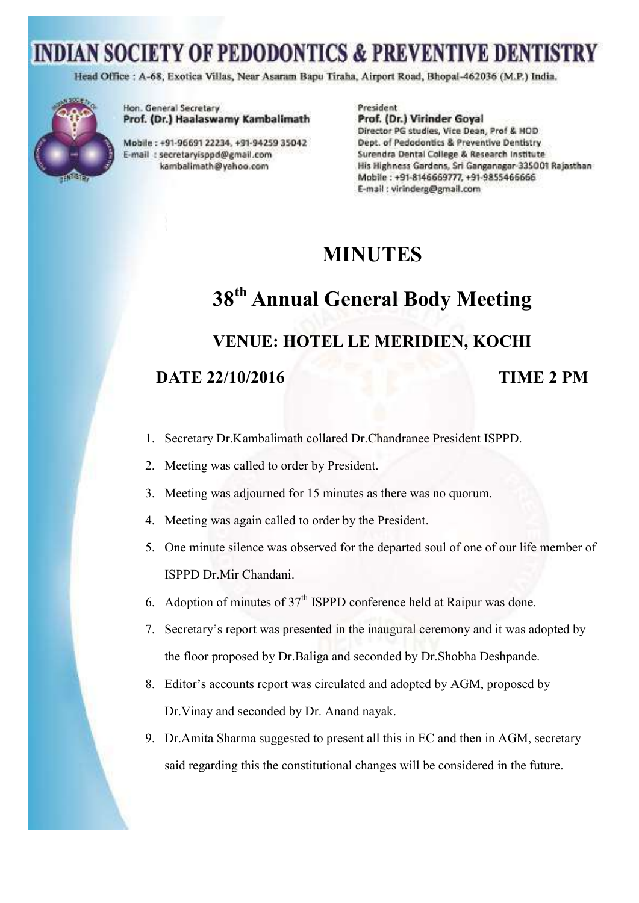# INDIAN SOCIETY OF PEDODONTICS & PREVENTIVE DENTISTRY

Head Office : A-68, Exotica Villas, Near Asaram Bapu Tiraha, Airport Road, Bhopal-462036 (M.P.) India.

Hon. General Secretary
**Prof. (Dr.) Haalaswamy Kambalimath**

Mobile : +91-96691 22234, +91-94259 35042
E-mail : secretaryisppd@gmail.com
kambalimath@yahoo.com

President
**Prof. (Dr.) Virinder Goyal**
Director PG studies, Vice Dean, Prof & HOD
Dept. of Pedodontics & Preventive Dentistry
Surendra Dental College & Research Institute
His Highness Gardens, Sri Ganganagar-335001 Rajasthan
Mobile : +91-8146669777, +91-9855466666
E-mail : virinderg@gmail.com

## MINUTES

## 38th Annual General Body Meeting

### VENUE: HOTEL LE MERIDIEN, KOCHI

**DATE 22/10/2016** **TIME 2 PM**

1. Secretary Dr.Kambalimath collared Dr.Chandranee President ISPPD.
2. Meeting was called to order by President.
3. Meeting was adjourned for 15 minutes as there was no quorum.
4. Meeting was again called to order by the President.
5. One minute silence was observed for the departed soul of one of our life member of ISPPD Dr.Mir Chandani.
6. Adoption of minutes of 37th ISPPD conference held at Raipur was done.
7. Secretary's report was presented in the inaugural ceremony and it was adopted by the floor proposed by Dr.Baliga and seconded by Dr.Shobha Deshpande.
8. Editor's accounts report was circulated and adopted by AGM, proposed by Dr.Vinay and seconded by Dr. Anand nayak.
9. Dr.Amita Sharma suggested to present all this in EC and then in AGM, secretary said regarding this the constitutional changes will be considered in the future.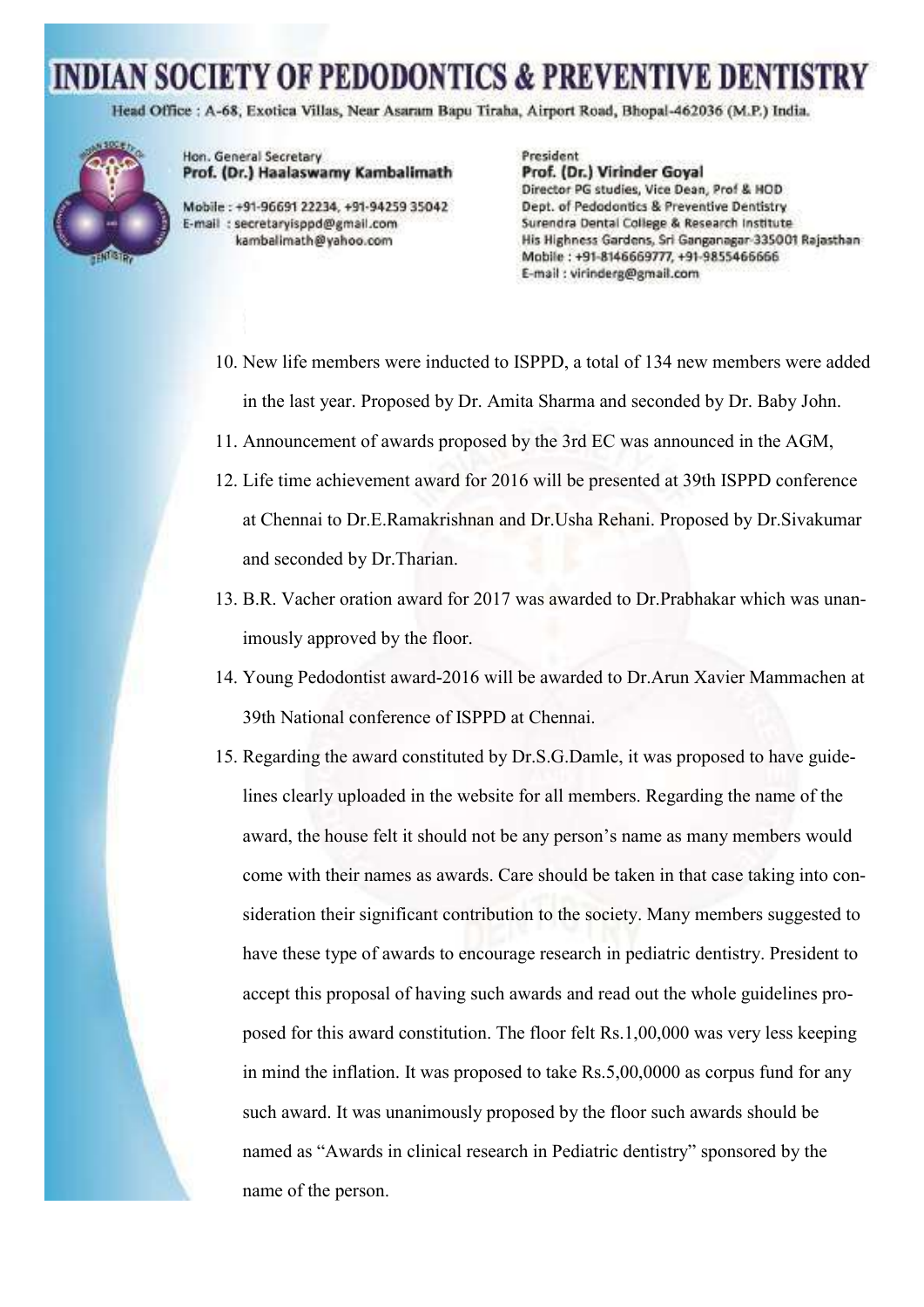# INDIAN SOCIETY OF PEDODONTICS & PREVENTIVE DENTISTRY

Head Office : A-68, Exotica Villas, Near Asaram Bapu Tiraha, Airport Road, Bhopal-462036 (M.P.) India.

Hon. General Secretary
**Prof. (Dr.) Haalaswamy Kambalimath**
Mobile : +91-96691 22234, +91-94259 35042
E-mail : secretaryisppd@gmail.com
kambalimath@yahoo.com

President
**Prof. (Dr.) Virinder Goyal**
Director PG studies, Vice Dean, Prof & HOD
Dept. of Pedodontics & Preventive Dentistry
Surendra Dental College & Research Institute
His Highness Gardens, Sri Ganganagar-335001 Rajasthan
Mobile : +91-8146669777, +91-9855466666
E-mail : virinderg@gmail.com

10. New life members were inducted to ISPPD, a total of 134 new members were added in the last year. Proposed by Dr. Amita Sharma and seconded by Dr. Baby John.
11. Announcement of awards proposed by the 3rd EC was announced in the AGM,
12. Life time achievement award for 2016 will be presented at 39th ISPPD conference at Chennai to Dr.E.Ramakrishnan and Dr.Usha Rehani. Proposed by Dr.Sivakumar and seconded by Dr.Tharian.
13. B.R. Vacher oration award for 2017 was awarded to Dr.Prabhakar which was unanimously approved by the floor.
14. Young Pedodontist award-2016 will be awarded to Dr.Arun Xavier Mammachen at 39th National conference of ISPPD at Chennai.
15. Regarding the award constituted by Dr.S.G.Damle, it was proposed to have guidelines clearly uploaded in the website for all members. Regarding the name of the award, the house felt it should not be any person's name as many members would come with their names as awards. Care should be taken in that case taking into consideration their significant contribution to the society. Many members suggested to have these type of awards to encourage research in pediatric dentistry. President to accept this proposal of having such awards and read out the whole guidelines proposed for this award constitution. The floor felt Rs.1,00,000 was very less keeping in mind the inflation. It was proposed to take Rs.5,00,0000 as corpus fund for any such award. It was unanimously proposed by the floor such awards should be named as "Awards in clinical research in Pediatric dentistry" sponsored by the name of the person.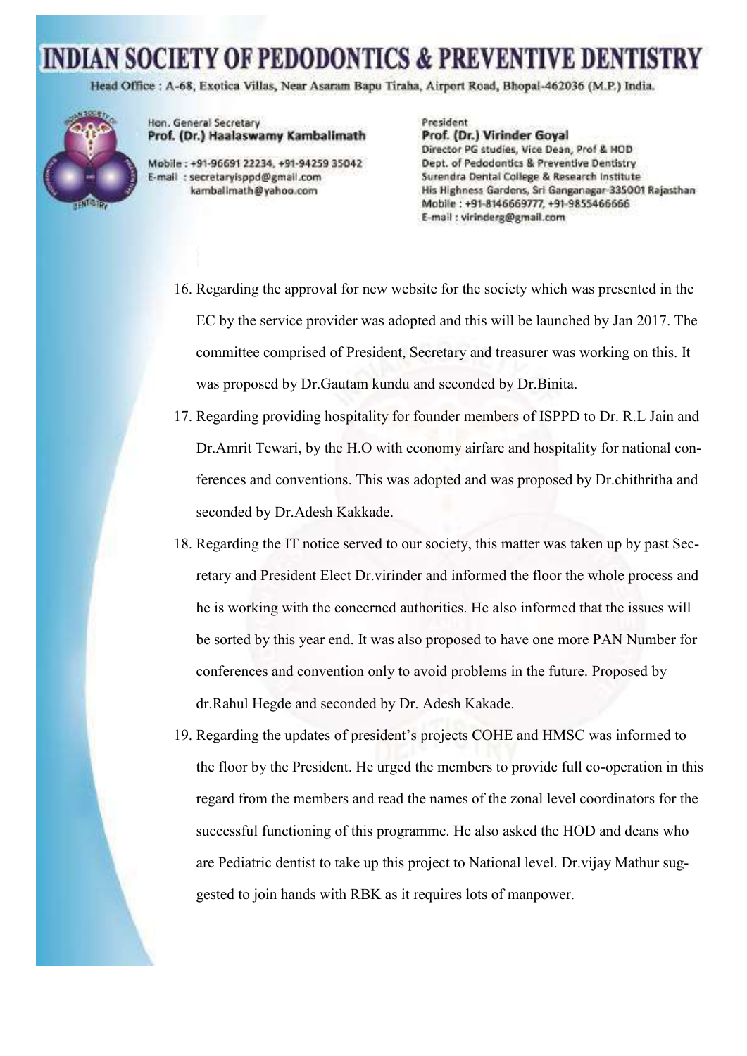16. Regarding the approval for new website for the society which was presented in the EC by the service provider was adopted and this will be launched by Jan 2017. The committee comprised of President, Secretary and treasurer was working on this. It was proposed by Dr.Gautam kundu and seconded by Dr.Binita.
17. Regarding providing hospitality for founder members of ISPPD to Dr. R.L Jain and Dr.Amrit Tewari, by the H.O with economy airfare and hospitality for national conferences and conventions. This was adopted and was proposed by Dr.chithritha and seconded by Dr.Adesh Kakkade.
18. Regarding the IT notice served to our society, this matter was taken up by past Secretary and President Elect Dr.virinder and informed the floor the whole process and he is working with the concerned authorities. He also informed that the issues will be sorted by this year end. It was also proposed to have one more PAN Number for conferences and convention only to avoid problems in the future. Proposed by dr.Rahul Hegde and seconded by Dr. Adesh Kakade.
19. Regarding the updates of president's projects COHE and HMSC was informed to the floor by the President. He urged the members to provide full co-operation in this regard from the members and read the names of the zonal level coordinators for the successful functioning of this programme. He also asked the HOD and deans who are Pediatric dentist to take up this project to National level. Dr.vijay Mathur suggested to join hands with RBK as it requires lots of manpower.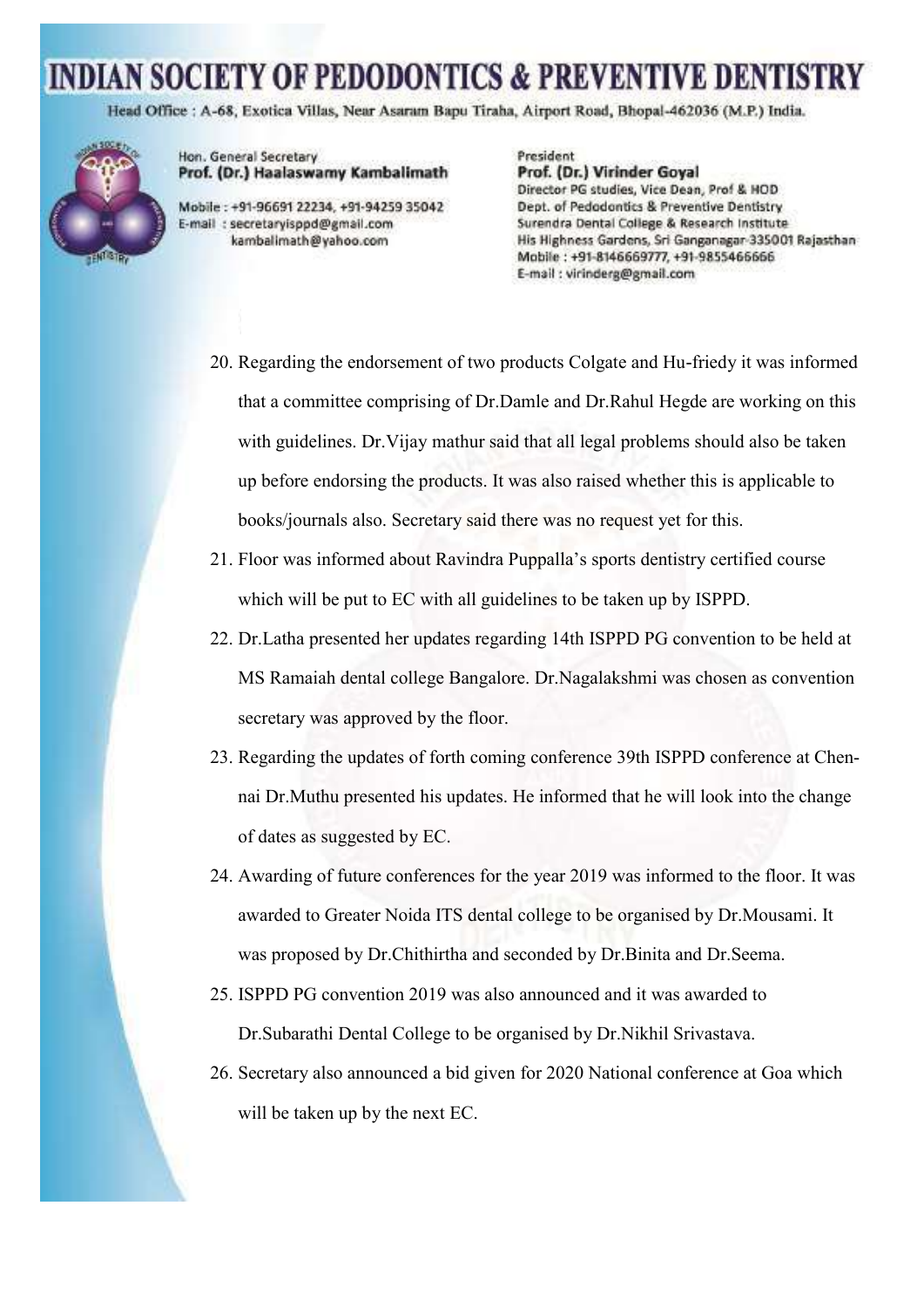20. Regarding the endorsement of two products Colgate and Hu-friedy it was informed that a committee comprising of Dr.Damle and Dr.Rahul Hegde are working on this with guidelines. Dr.Vijay mathur said that all legal problems should also be taken up before endorsing the products. It was also raised whether this is applicable to books/journals also. Secretary said there was no request yet for this.
21. Floor was informed about Ravindra Puppalla's sports dentistry certified course which will be put to EC with all guidelines to be taken up by ISPPD.
22. Dr.Latha presented her updates regarding 14th ISPPD PG convention to be held at MS Ramaiah dental college Bangalore. Dr.Nagalakshmi was chosen as convention secretary was approved by the floor.
23. Regarding the updates of forth coming conference 39th ISPPD conference at Chennai Dr.Muthu presented his updates. He informed that he will look into the change of dates as suggested by EC.
24. Awarding of future conferences for the year 2019 was informed to the floor. It was awarded to Greater Noida ITS dental college to be organised by Dr.Mousami. It was proposed by Dr.Chithirtha and seconded by Dr.Binita and Dr.Seema.
25. ISPPD PG convention 2019 was also announced and it was awarded to Dr.Subarathi Dental College to be organised by Dr.Nikhil Srivastava.
26. Secretary also announced a bid given for 2020 National conference at Goa which will be taken up by the next EC.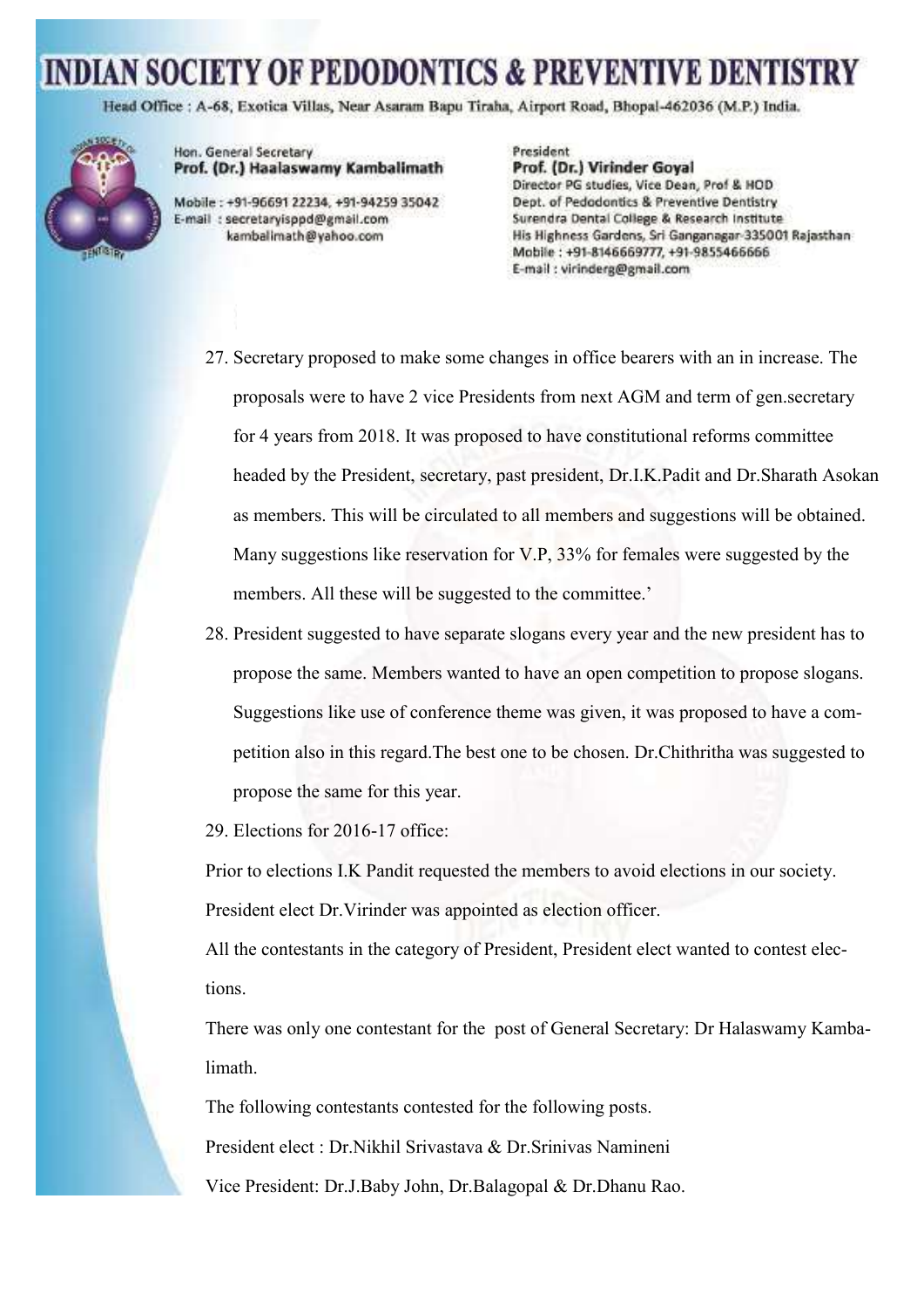27. Secretary proposed to make some changes in office bearers with an in increase. The proposals were to have 2 vice Presidents from next AGM and term of gen.secretary for 4 years from 2018. It was proposed to have constitutional reforms committee headed by the President, secretary, past president, Dr.I.K.Padit and Dr.Sharath Asokan as members. This will be circulated to all members and suggestions will be obtained. Many suggestions like reservation for V.P, 33% for females were suggested by the members. All these will be suggested to the committee.'
28. President suggested to have separate slogans every year and the new president has to propose the same. Members wanted to have an open competition to propose slogans. Suggestions like use of conference theme was given, it was proposed to have a competition also in this regard.The best one to be chosen. Dr.Chithritha was suggested to propose the same for this year.
29. Elections for 2016-17 office:

Prior to elections I.K Pandit requested the members to avoid elections in our society.

President elect Dr.Virinder was appointed as election officer.

All the contestants in the category of President, President elect wanted to contest elections.

There was only one contestant for the post of General Secretary: Dr Halaswamy Kambalimath.

The following contestants contested for the following posts.

President elect : Dr.Nikhil Srivastava & Dr.Srinivas Namineni

Vice President: Dr.J.Baby John, Dr.Balagopal & Dr.Dhanu Rao.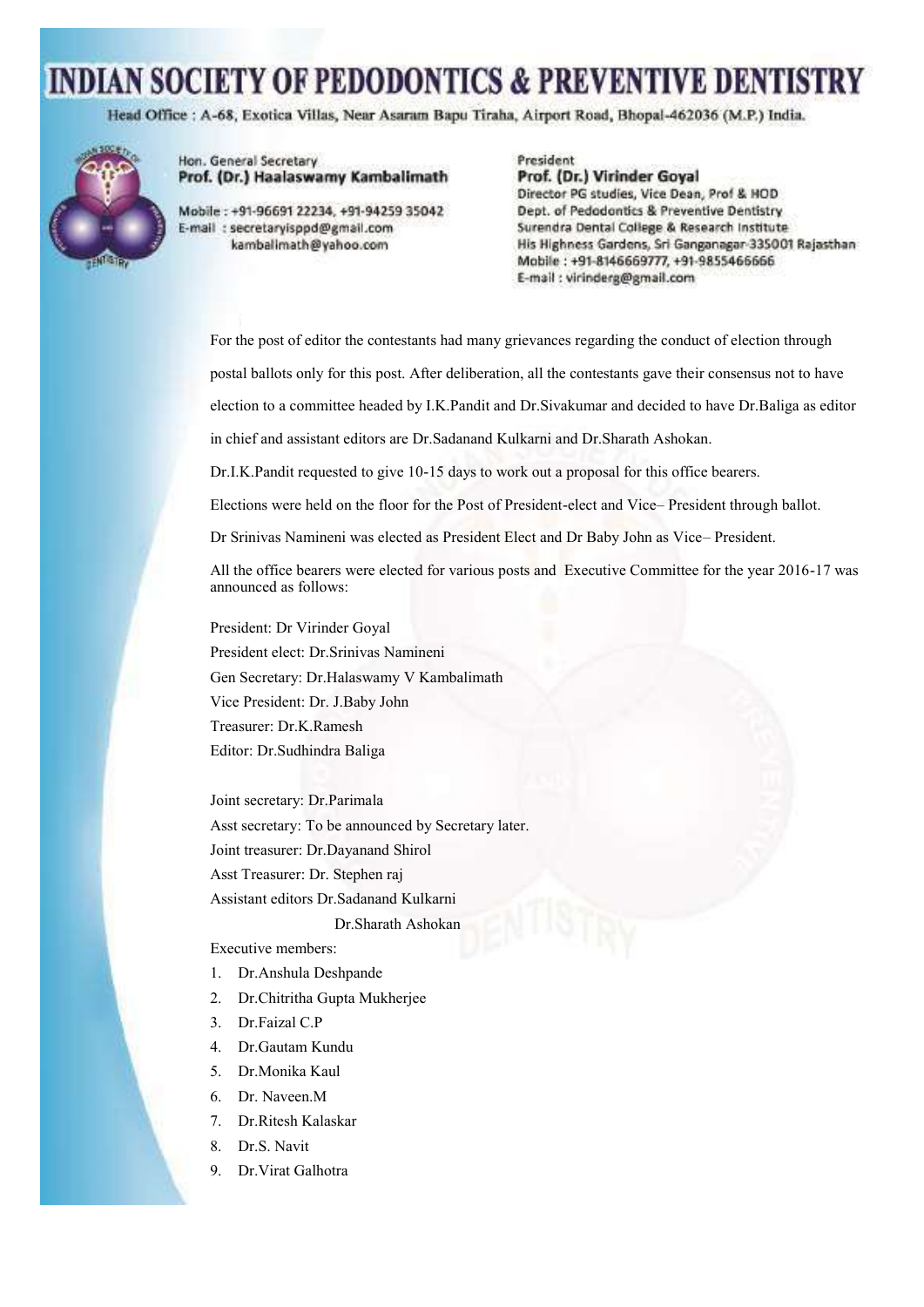For the post of editor the contestants had many grievances regarding the conduct of election through postal ballots only for this post. After deliberation, all the contestants gave their consensus not to have election to a committee headed by I.K.Pandit and Dr.Sivakumar and decided to have Dr.Baliga as editor in chief and assistant editors are Dr.Sadanand Kulkarni and Dr.Sharath Ashokan.

Dr.I.K.Pandit requested to give 10-15 days to work out a proposal for this office bearers.

Elections were held on the floor for the Post of President-elect and Vice– President through ballot.

Dr Srinivas Namineni was elected as President Elect and Dr Baby John as Vice– President.

All the office bearers were elected for various posts and Executive Committee for the year 2016-17 was announced as follows:

President: Dr Virinder Goyal
President elect: Dr.Srinivas Namineni
Gen Secretary: Dr.Halaswamy V Kambalimath
Vice President: Dr. J.Baby John
Treasurer: Dr.K.Ramesh
Editor: Dr.Sudhindra Baliga

Joint secretary: Dr.Parimala
Asst secretary: To be announced by Secretary later.
Joint treasurer: Dr.Dayanand Shirol
Asst Treasurer: Dr. Stephen raj
Assistant editors Dr.Sadanand Kulkarni
Dr.Sharath Ashokan

Executive members:

1. Dr.Anshula Deshpande
2. Dr.Chitritha Gupta Mukherjee
3. Dr.Faizal C.P
4. Dr.Gautam Kundu
5. Dr.Monika Kaul
6. Dr. Naveen.M
7. Dr.Ritesh Kalaskar
8. Dr.S. Navit
9. Dr.Virat Galhotra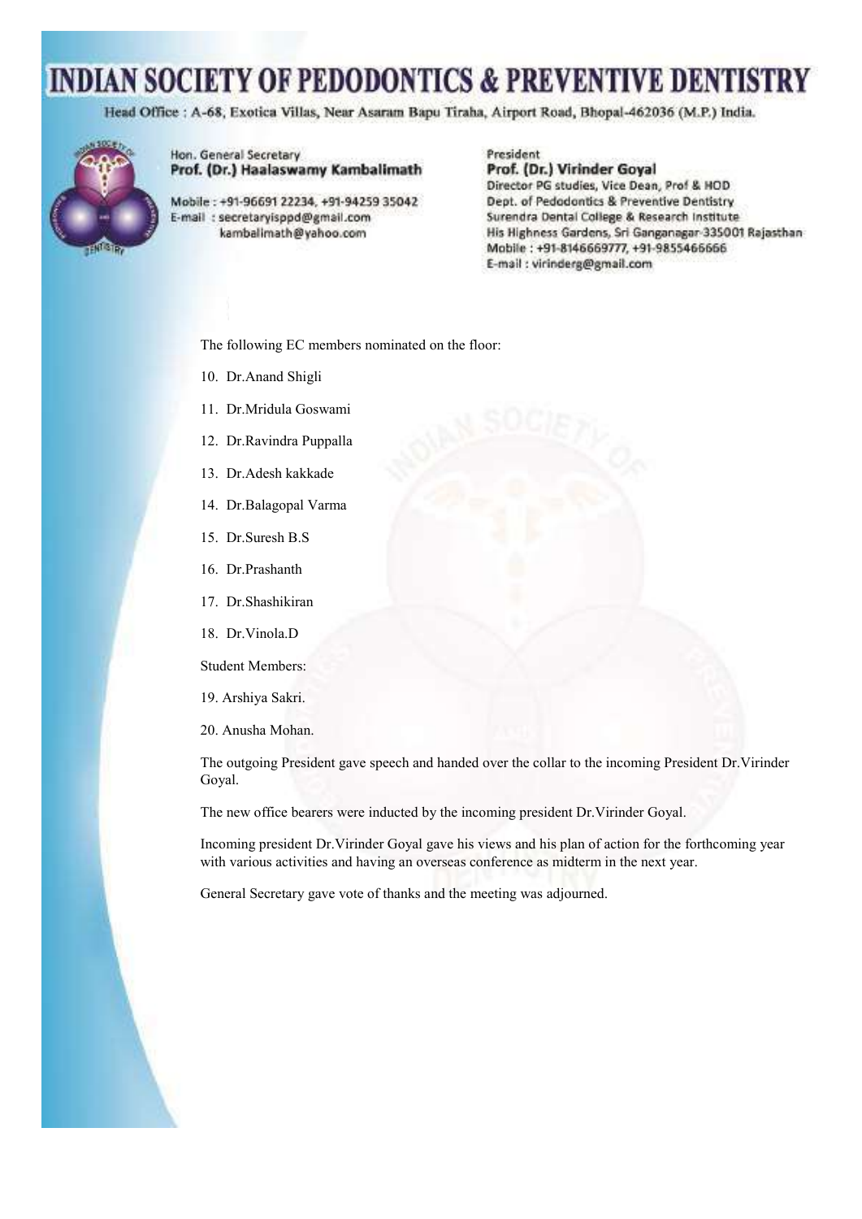The following EC members nominated on the floor:

10. Dr.Anand Shigli
11. Dr.Mridula Goswami
12. Dr.Ravindra Puppalla
13. Dr.Adesh kakkade
14. Dr.Balagopal Varma
15. Dr.Suresh B.S
16. Dr.Prashanth
17. Dr.Shashikiran
18. Dr.Vinola.D

Student Members:

19. Arshiya Sakri.
20. Anusha Mohan.

The outgoing President gave speech and handed over the collar to the incoming President Dr.Virinder Goyal.

The new office bearers were inducted by the incoming president Dr.Virinder Goyal.

Incoming president Dr.Virinder Goyal gave his views and his plan of action for the forthcoming year with various activities and having an overseas conference as midterm in the next year.

General Secretary gave vote of thanks and the meeting was adjourned.